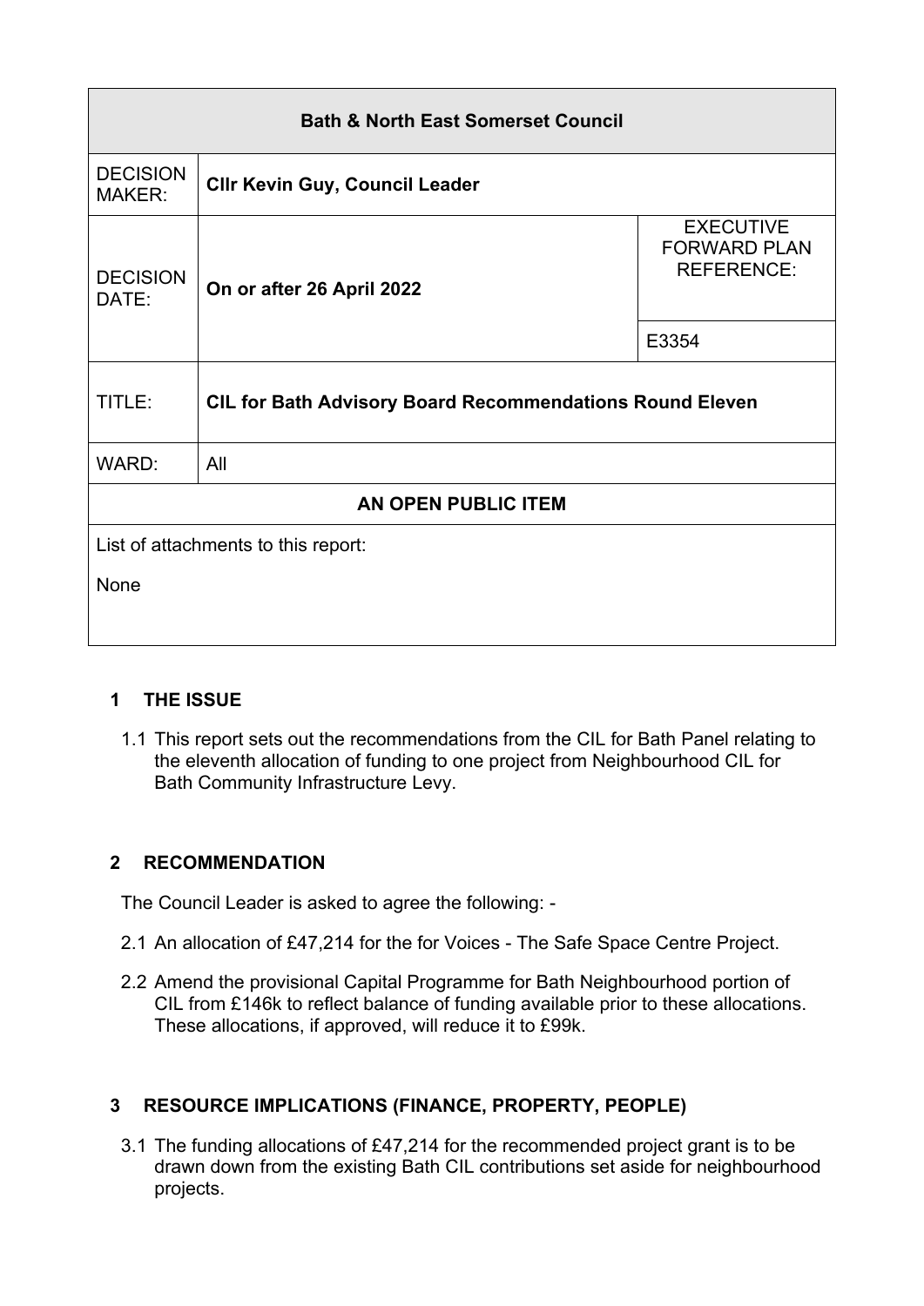| Bath & North East Somerset Council | | |
|---|---|---|
| DECISION MAKER: | **Cllr Kevin Guy, Council Leader** | |
| DECISION DATE: | **On or after 26 April 2022** | EXECUTIVE FORWARD PLAN REFERENCE: |
| | | E3354 |
| TITLE: | **CIL for Bath Advisory Board Recommendations Round Eleven** | |
| WARD: | All | |
| **AN OPEN PUBLIC ITEM** | | |
| List of attachments to this report: None | | |

## 1 THE ISSUE

1.1 This report sets out the recommendations from the CIL for Bath Panel relating to the eleventh allocation of funding to one project from Neighbourhood CIL for Bath Community Infrastructure Levy.

## 2 RECOMMENDATION

The Council Leader is asked to agree the following: -

2.1 An allocation of £47,214 for the for Voices - The Safe Space Centre Project.

2.2 Amend the provisional Capital Programme for Bath Neighbourhood portion of CIL from £146k to reflect balance of funding available prior to these allocations. These allocations, if approved, will reduce it to £99k.

## 3 RESOURCE IMPLICATIONS (FINANCE, PROPERTY, PEOPLE)

3.1 The funding allocations of £47,214 for the recommended project grant is to be drawn down from the existing Bath CIL contributions set aside for neighbourhood projects.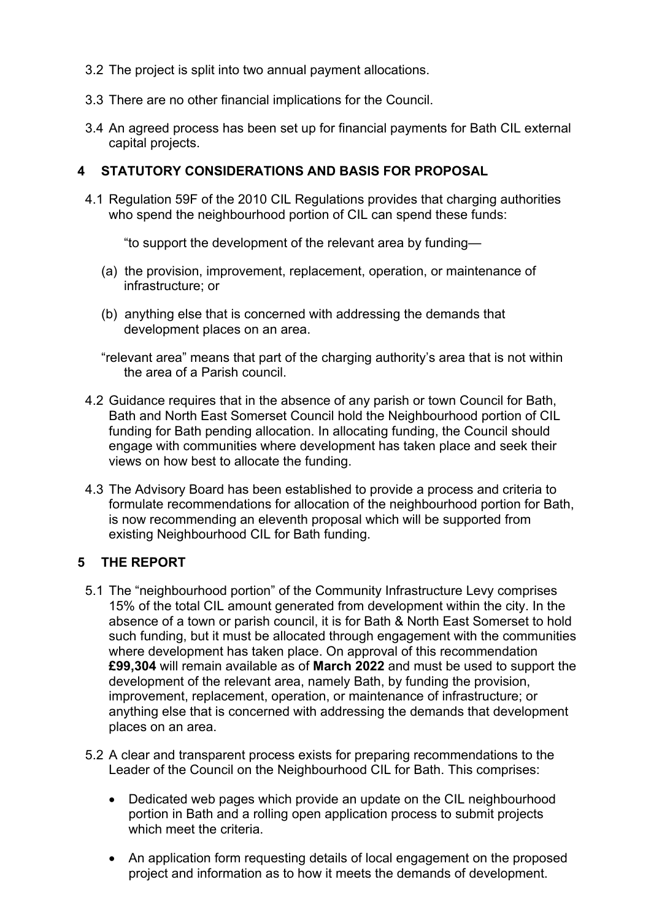3.2 The project is split into two annual payment allocations.

3.3 There are no other financial implications for the Council.

3.4 An agreed process has been set up for financial payments for Bath CIL external capital projects.

## 4 STATUTORY CONSIDERATIONS AND BASIS FOR PROPOSAL

4.1 Regulation 59F of the 2010 CIL Regulations provides that charging authorities who spend the neighbourhood portion of CIL can spend these funds:

"to support the development of the relevant area by funding—

(a) the provision, improvement, replacement, operation, or maintenance of infrastructure; or

(b) anything else that is concerned with addressing the demands that development places on an area.

"relevant area" means that part of the charging authority's area that is not within the area of a Parish council.

4.2 Guidance requires that in the absence of any parish or town Council for Bath, Bath and North East Somerset Council hold the Neighbourhood portion of CIL funding for Bath pending allocation. In allocating funding, the Council should engage with communities where development has taken place and seek their views on how best to allocate the funding.

4.3 The Advisory Board has been established to provide a process and criteria to formulate recommendations for allocation of the neighbourhood portion for Bath, is now recommending an eleventh proposal which will be supported from existing Neighbourhood CIL for Bath funding.

## 5 THE REPORT

5.1 The "neighbourhood portion" of the Community Infrastructure Levy comprises 15% of the total CIL amount generated from development within the city. In the absence of a town or parish council, it is for Bath & North East Somerset to hold such funding, but it must be allocated through engagement with the communities where development has taken place. On approval of this recommendation **£99,304** will remain available as of **March 2022** and must be used to support the development of the relevant area, namely Bath, by funding the provision, improvement, replacement, operation, or maintenance of infrastructure; or anything else that is concerned with addressing the demands that development places on an area.

5.2 A clear and transparent process exists for preparing recommendations to the Leader of the Council on the Neighbourhood CIL for Bath. This comprises:

- Dedicated web pages which provide an update on the CIL neighbourhood portion in Bath and a rolling open application process to submit projects which meet the criteria.
- An application form requesting details of local engagement on the proposed project and information as to how it meets the demands of development.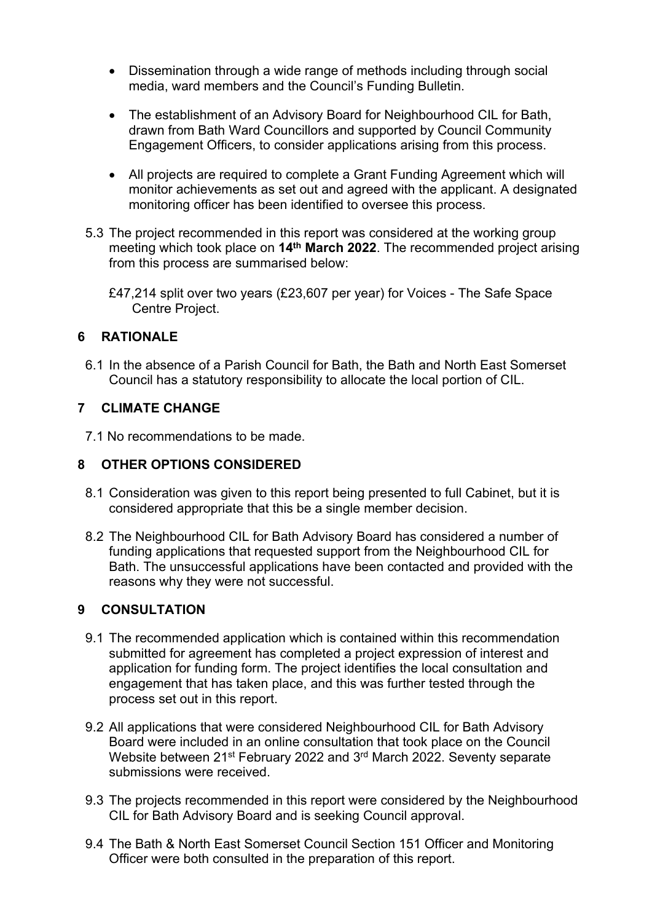- Dissemination through a wide range of methods including through social media, ward members and the Council's Funding Bulletin.

- The establishment of an Advisory Board for Neighbourhood CIL for Bath, drawn from Bath Ward Councillors and supported by Council Community Engagement Officers, to consider applications arising from this process.

- All projects are required to complete a Grant Funding Agreement which will monitor achievements as set out and agreed with the applicant. A designated monitoring officer has been identified to oversee this process.

5.3 The project recommended in this report was considered at the working group meeting which took place on **14th March 2022**. The recommended project arising from this process are summarised below:

£47,214 split over two years (£23,607 per year) for Voices - The Safe Space Centre Project.

## 6 RATIONALE

6.1 In the absence of a Parish Council for Bath, the Bath and North East Somerset Council has a statutory responsibility to allocate the local portion of CIL.

## 7 CLIMATE CHANGE

7.1 No recommendations to be made.

## 8 OTHER OPTIONS CONSIDERED

8.1 Consideration was given to this report being presented to full Cabinet, but it is considered appropriate that this be a single member decision.

8.2 The Neighbourhood CIL for Bath Advisory Board has considered a number of funding applications that requested support from the Neighbourhood CIL for Bath. The unsuccessful applications have been contacted and provided with the reasons why they were not successful.

## 9 CONSULTATION

9.1 The recommended application which is contained within this recommendation submitted for agreement has completed a project expression of interest and application for funding form. The project identifies the local consultation and engagement that has taken place, and this was further tested through the process set out in this report.

9.2 All applications that were considered Neighbourhood CIL for Bath Advisory Board were included in an online consultation that took place on the Council Website between 21st February 2022 and 3rd March 2022. Seventy separate submissions were received.

9.3 The projects recommended in this report were considered by the Neighbourhood CIL for Bath Advisory Board and is seeking Council approval.

9.4 The Bath & North East Somerset Council Section 151 Officer and Monitoring Officer were both consulted in the preparation of this report.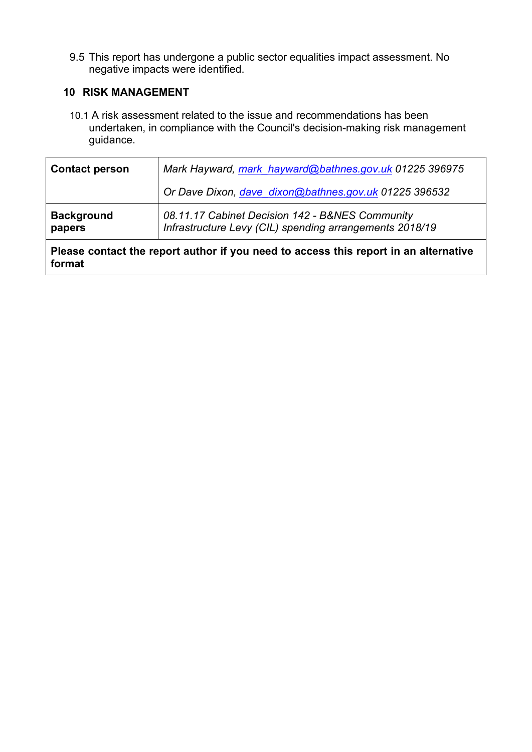9.5 This report has undergone a public sector equalities impact assessment. No negative impacts were identified.

## 10 RISK MANAGEMENT

10.1 A risk assessment related to the issue and recommendations has been undertaken, in compliance with the Council's decision-making risk management guidance.

| | |
|---|---|
| **Contact person** | *Mark Hayward, mark_hayward@bathnes.gov.uk 01225 396975*<br><br>*Or Dave Dixon, dave_dixon@bathnes.gov.uk 01225 396532* |
| **Background papers** | *08.11.17 Cabinet Decision 142 - B&NES Community Infrastructure Levy (CIL) spending arrangements 2018/19* |
| **Please contact the report author if you need to access this report in an alternative format** | |